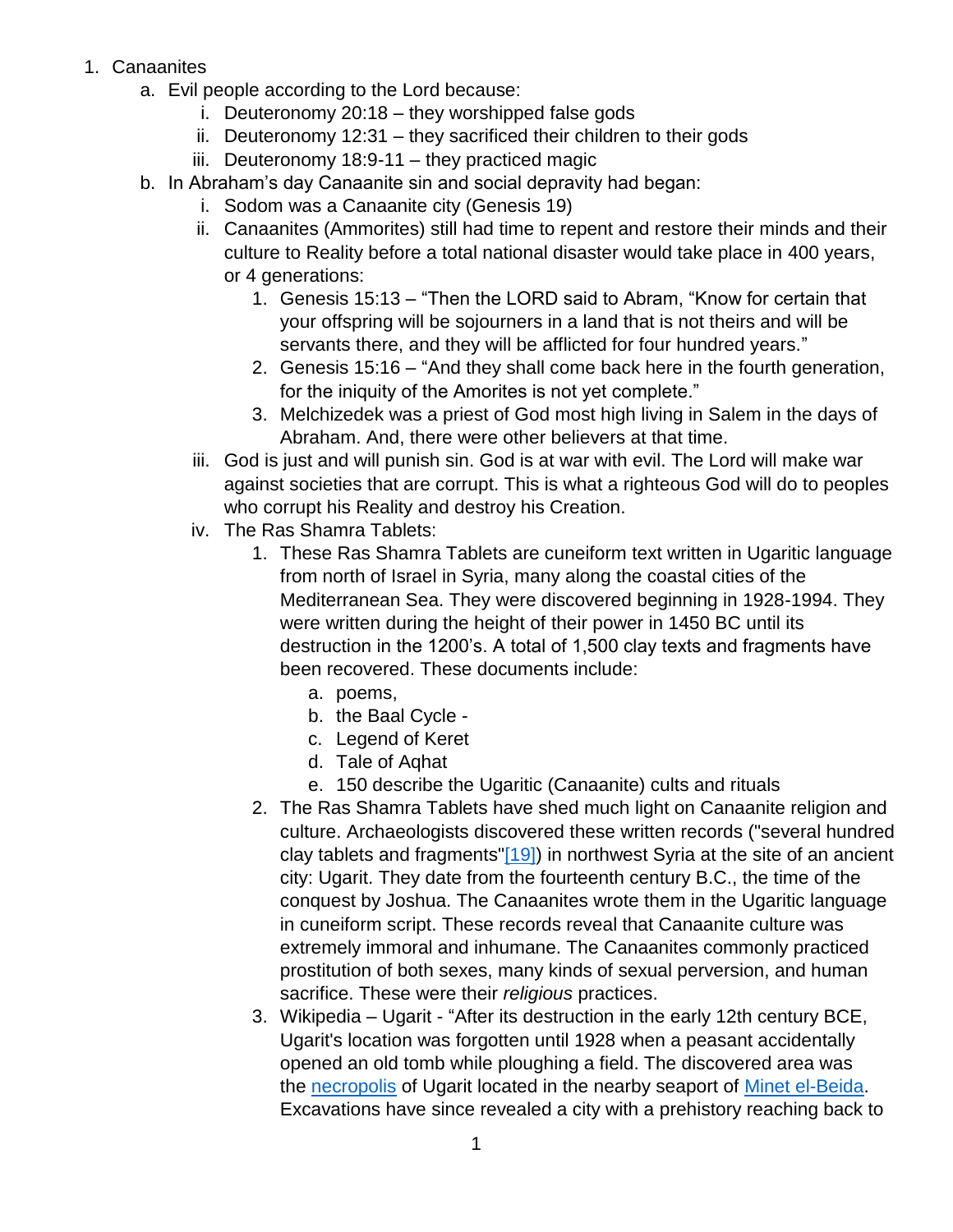1. Canaanites
    a. Evil people according to the Lord because:
        i. Deuteronomy 20:18 – they worshipped false gods
        ii. Deuteronomy 12:31 – they sacrificed their children to their gods
        iii. Deuteronomy 18:9-11 – they practiced magic
    b. In Abraham's day Canaanite sin and social depravity had began:
        i. Sodom was a Canaanite city (Genesis 19)
        ii. Canaanites (Ammorites) still had time to repent and restore their minds and their culture to Reality before a total national disaster would take place in 400 years, or 4 generations:
            1. Genesis 15:13 – "Then the LORD said to Abram, "Know for certain that your offspring will be sojourners in a land that is not theirs and will be servants there, and they will be afflicted for four hundred years."
            2. Genesis 15:16 – "And they shall come back here in the fourth generation, for the iniquity of the Amorites is not yet complete."
            3. Melchizedek was a priest of God most high living in Salem in the days of Abraham. And, there were other believers at that time.
        iii. God is just and will punish sin. God is at war with evil. The Lord will make war against societies that are corrupt. This is what a righteous God will do to peoples who corrupt his Reality and destroy his Creation.
        iv. The Ras Shamra Tablets:
            1. These Ras Shamra Tablets are cuneiform text written in Ugaritic language from north of Israel in Syria, many along the coastal cities of the Mediterranean Sea. They were discovered beginning in 1928-1994. They were written during the height of their power in 1450 BC until its destruction in the 1200's. A total of 1,500 clay texts and fragments have been recovered. These documents include:
                a. poems,
                b. the Baal Cycle -
                c. Legend of Keret
                d. Tale of Aqhat
                e. 150 describe the Ugaritic (Canaanite) cults and rituals
            2. The Ras Shamra Tablets have shed much light on Canaanite religion and culture. Archaeologists discovered these written records ("several hundred clay tablets and fragments"[19]) in northwest Syria at the site of an ancient city: Ugarit. They date from the fourteenth century B.C., the time of the conquest by Joshua. The Canaanites wrote them in the Ugaritic language in cuneiform script. These records reveal that Canaanite culture was extremely immoral and inhumane. The Canaanites commonly practiced prostitution of both sexes, many kinds of sexual perversion, and human sacrifice. These were their *religious* practices.
            3. Wikipedia – Ugarit - "After its destruction in the early 12th century BCE, Ugarit's location was forgotten until 1928 when a peasant accidentally opened an old tomb while ploughing a field. The discovered area was the necropolis of Ugarit located in the nearby seaport of Minet el-Beida. Excavations have since revealed a city with a prehistory reaching back to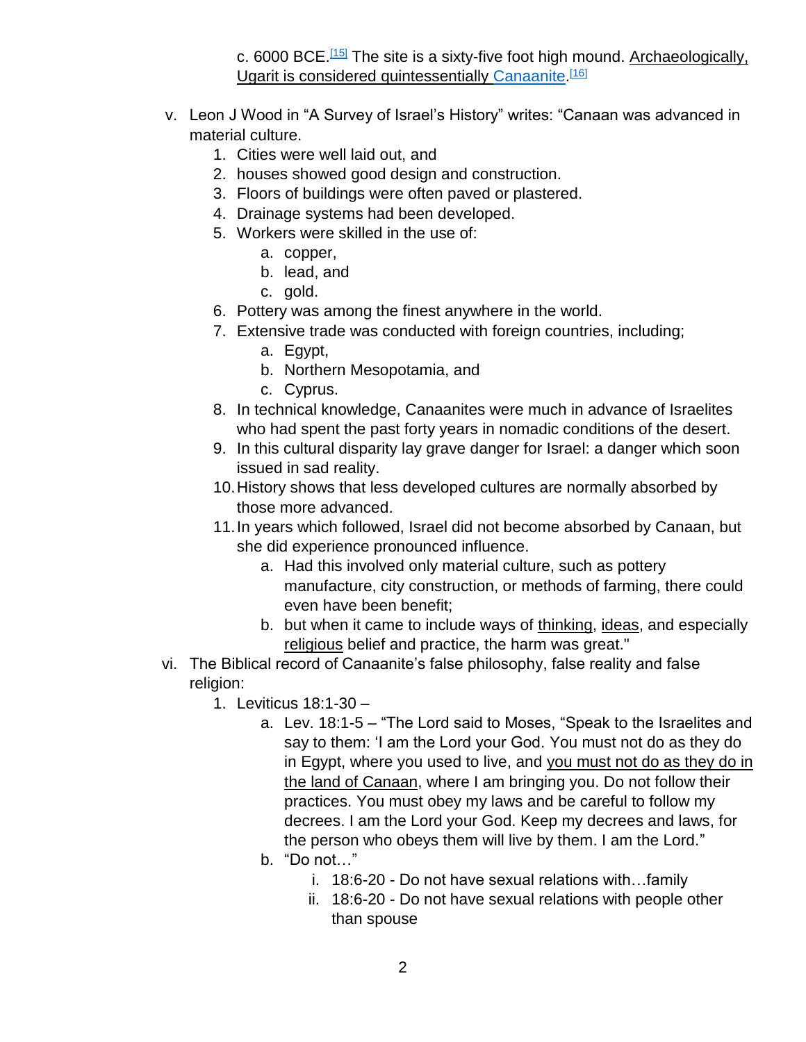c. 6000 BCE.[15] The site is a sixty-five foot high mound. Archaeologically, Ugarit is considered quintessentially Canaanite.[16]

v. Leon J Wood in "A Survey of Israel's History" writes: "Canaan was advanced in material culture.
   1. Cities were well laid out, and
   2. houses showed good design and construction.
   3. Floors of buildings were often paved or plastered.
   4. Drainage systems had been developed.
   5. Workers were skilled in the use of:
      a. copper,
      b. lead, and
      c. gold.
   6. Pottery was among the finest anywhere in the world.
   7. Extensive trade was conducted with foreign countries, including;
      a. Egypt,
      b. Northern Mesopotamia, and
      c. Cyprus.
   8. In technical knowledge, Canaanites were much in advance of Israelites who had spent the past forty years in nomadic conditions of the desert.
   9. In this cultural disparity lay grave danger for Israel: a danger which soon issued in sad reality.
   10. History shows that less developed cultures are normally absorbed by those more advanced.
   11. In years which followed, Israel did not become absorbed by Canaan, but she did experience pronounced influence.
       a. Had this involved only material culture, such as pottery manufacture, city construction, or methods of farming, there could even have been benefit;
       b. but when it came to include ways of thinking, ideas, and especially religious belief and practice, the harm was great."

vi. The Biblical record of Canaanite's false philosophy, false reality and false religion:
   1. Leviticus 18:1-30 –
      a. Lev. 18:1-5 – "The Lord said to Moses, "Speak to the Israelites and say to them: 'I am the Lord your God. You must not do as they do in Egypt, where you used to live, and you must not do as they do in the land of Canaan, where I am bringing you. Do not follow their practices. You must obey my laws and be careful to follow my decrees. I am the Lord your God. Keep my decrees and laws, for the person who obeys them will live by them. I am the Lord."
      b. "Do not…"
         i. 18:6-20 - Do not have sexual relations with…family
         ii. 18:6-20 - Do not have sexual relations with people other than spouse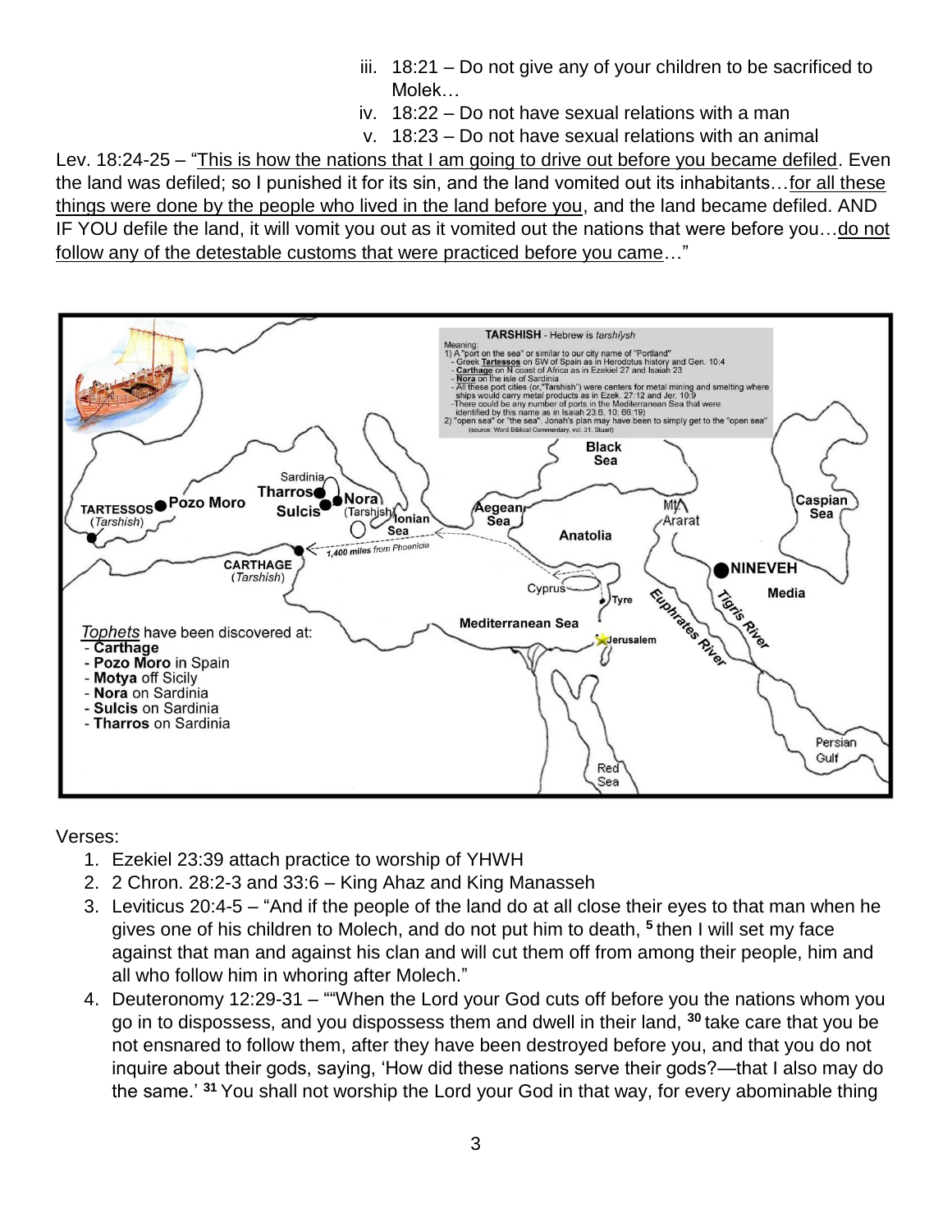iii. 18:21 – Do not give any of your children to be sacrificed to Molek…
iv. 18:22 – Do not have sexual relations with a man
v. 18:23 – Do not have sexual relations with an animal

Lev. 18:24-25 – "This is how the nations that I am going to drive out before you became defiled. Even the land was defiled; so I punished it for its sin, and the land vomited out its inhabitants…for all these things were done by the people who lived in the land before you, and the land became defiled. AND IF YOU defile the land, it will vomit you out as it vomited out the nations that were before you…do not follow any of the detestable customs that were practiced before you came…"

**TARSHISH** - Hebrew is *tarshîysh*

Meaning:
1) A "port on the sea" or similar to our city name of "Portland"
- Greek **Tartessos** on SW of Spain as in Herodotus history and Gen. 10:4
- **Carthage** on N coast of Africa as in Ezekiel 27 and Isaiah 23
- **Nora** on the isle of Sardinia
- All these port cities (or,"Tarshish") were centers for metal mining and smelting where ships would carry metal products as in Ezek. 27:12 and Jer. 10:9
- There could be any number of ports in the Mediterranean Sea that were identified by this name as in Isaiah 23:6, 10; 66:19)

2) "open sea" or "the sea". Jonah's plan may have been to simply get to the "open sea"
(source: Word Biblical Commentary, vol. 31, Stuart)

TARTESSOS (*Tarshish*), Pozo Moro, Sardinia, Tharros, Sulcis, Nora (Tarshish), CARTHAGE (*Tarshish*), 1,400 miles from Phoenicia, Ionian Sea, Aegean Sea, Black Sea, Anatolia, Mt. Ararat, Caspian Sea, NINEVEH, Media, Cyprus, Tyre, Mediterranean Sea, Jerusalem, Euphrates River, Tigris River, Persian Gulf, Red Sea

*Tophets* have been discovered at:
- **Carthage**
- **Pozo Moro** in Spain
- **Motya** off Sicily
- **Nora** on Sardinia
- **Sulcis** on Sardinia
- **Tharros** on Sardinia

Verses:

1. Ezekiel 23:39 attach practice to worship of YHWH
2. 2 Chron. 28:2-3 and 33:6 – King Ahaz and King Manasseh
3. Leviticus 20:4-5 – "And if the people of the land do at all close their eyes to that man when he gives one of his children to Molech, and do not put him to death, [5] then I will set my face against that man and against his clan and will cut them off from among their people, him and all who follow him in whoring after Molech."
4. Deuteronomy 12:29-31 – ""When the Lord your God cuts off before you the nations whom you go in to dispossess, and you dispossess them and dwell in their land, [30] take care that you be not ensnared to follow them, after they have been destroyed before you, and that you do not inquire about their gods, saying, 'How did these nations serve their gods?—that I also may do the same.' [31] You shall not worship the Lord your God in that way, for every abominable thing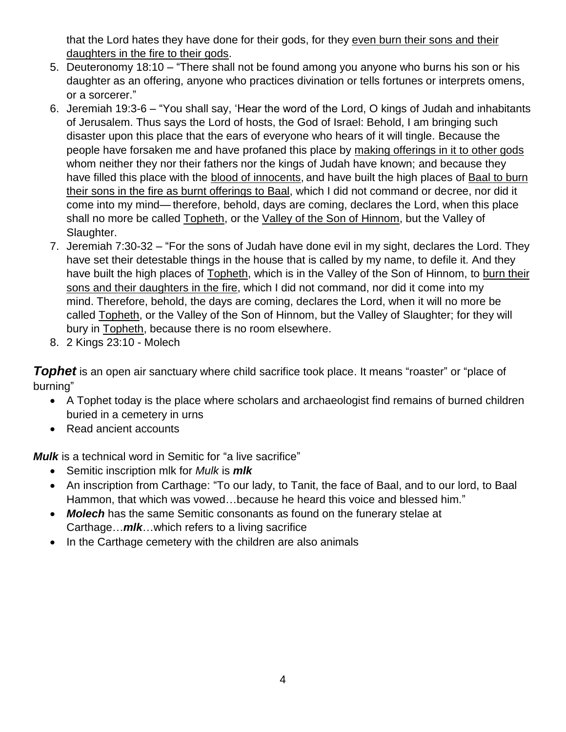that the Lord hates they have done for their gods, for they <u>even burn their sons and their daughters in the fire to their gods</u>.

5. Deuteronomy 18:10 – "There shall not be found among you anyone who burns his son or his daughter as an offering, anyone who practices divination or tells fortunes or interprets omens, or a sorcerer."
6. Jeremiah 19:3-6 – "You shall say, 'Hear the word of the Lord, O kings of Judah and inhabitants of Jerusalem. Thus says the Lord of hosts, the God of Israel: Behold, I am bringing such disaster upon this place that the ears of everyone who hears of it will tingle. Because the people have forsaken me and have profaned this place by <u>making offerings in it to other gods</u> whom neither they nor their fathers nor the kings of Judah have known; and because they have filled this place with the <u>blood of innocents</u>, and have built the high places of <u>Baal to burn their sons in the fire as burnt offerings to Baal</u>, which I did not command or decree, nor did it come into my mind— therefore, behold, days are coming, declares the Lord, when this place shall no more be called <u>Topheth</u>, or the <u>Valley of the Son of Hinnom</u>, but the Valley of Slaughter.
7. Jeremiah 7:30-32 – "For the sons of Judah have done evil in my sight, declares the Lord. They have set their detestable things in the house that is called by my name, to defile it. And they have built the high places of <u>Topheth</u>, which is in the Valley of the Son of Hinnom, to <u>burn their sons and their daughters in the fire</u>, which I did not command, nor did it come into my mind. Therefore, behold, the days are coming, declares the Lord, when it will no more be called <u>Topheth</u>, or the Valley of the Son of Hinnom, but the Valley of Slaughter; for they will bury in <u>Topheth</u>, because there is no room elsewhere.
8. 2 Kings 23:10 - Molech

***Tophet*** is an open air sanctuary where child sacrifice took place. It means "roaster" or "place of burning"

- A Tophet today is the place where scholars and archaeologist find remains of burned children buried in a cemetery in urns
- Read ancient accounts

***Mulk*** is a technical word in Semitic for "a live sacrifice"

- Semitic inscription mlk for *Mulk* is ***mlk***
- An inscription from Carthage: "To our lady, to Tanit, the face of Baal, and to our lord, to Baal Hammon, that which was vowed…because he heard this voice and blessed him."
- ***Molech*** has the same Semitic consonants as found on the funerary stelae at Carthage…***mlk***…which refers to a living sacrifice
- In the Carthage cemetery with the children are also animals